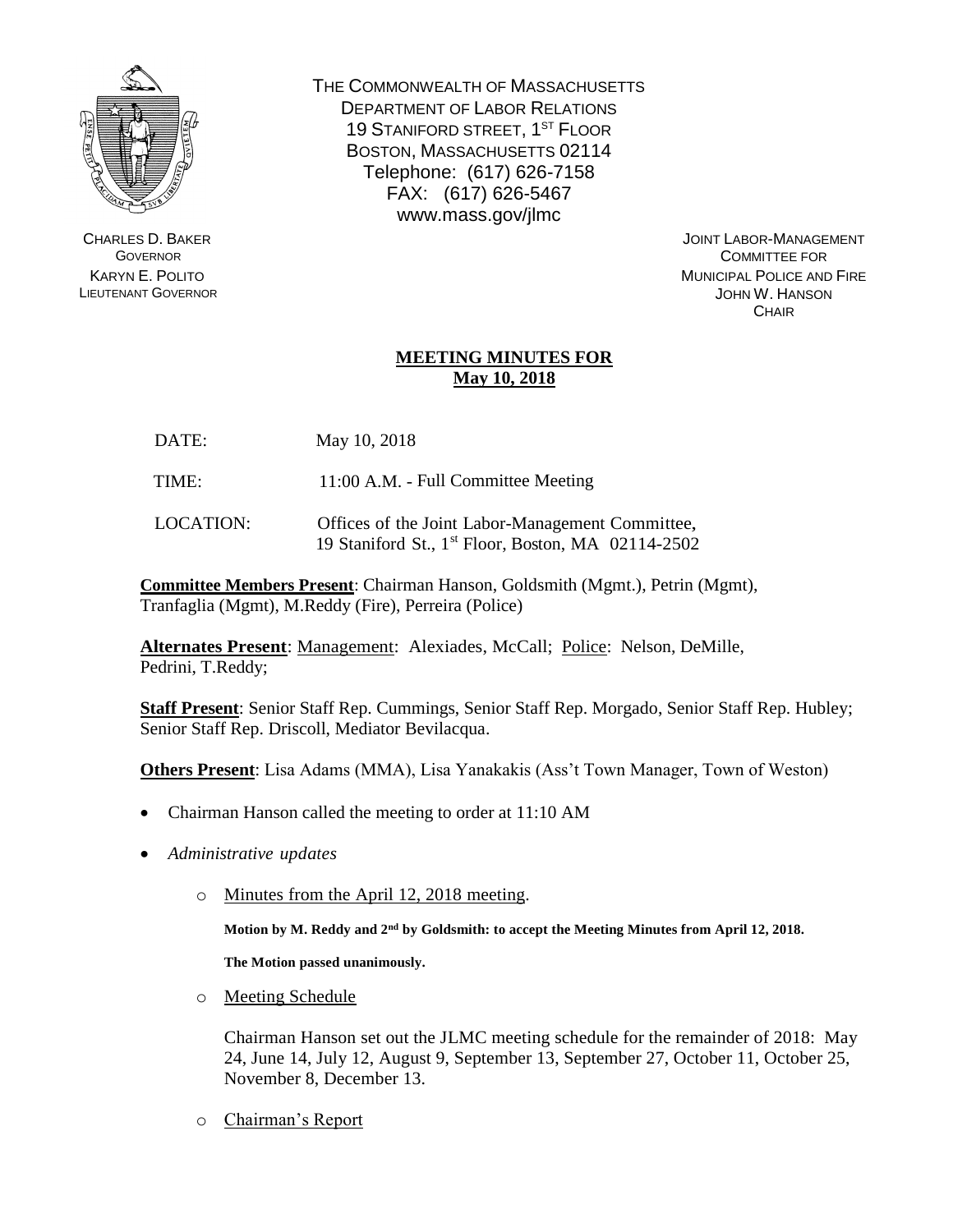THE COMMONWEALTH OF MASSACHUSETTS
DEPARTMENT OF LABOR RELATIONS
19 STANIFORD STREET, 1ST FLOOR
BOSTON, MASSACHUSETTS 02114
Telephone: (617) 626-7158
FAX: (617) 626-5467
www.mass.gov/jlmc

CHARLES D. BAKER
GOVERNOR
KARYN E. POLITO
LIEUTENANT GOVERNOR

JOINT LABOR-MANAGEMENT
COMMITTEE FOR
MUNICIPAL POLICE AND FIRE
JOHN W. HANSON
CHAIR

**MEETING MINUTES FOR**
**May 10, 2018**

DATE: May 10, 2018

TIME: 11:00 A.M. - Full Committee Meeting

LOCATION: Offices of the Joint Labor-Management Committee, 19 Staniford St., 1st Floor, Boston, MA 02114-2502

**Committee Members Present**: Chairman Hanson, Goldsmith (Mgmt.), Petrin (Mgmt), Tranfaglia (Mgmt), M.Reddy (Fire), Perreira (Police)

**Alternates Present**: Management: Alexiades, McCall; Police: Nelson, DeMille, Pedrini, T.Reddy;

**Staff Present**: Senior Staff Rep. Cummings, Senior Staff Rep. Morgado, Senior Staff Rep. Hubley; Senior Staff Rep. Driscoll, Mediator Bevilacqua.

**Others Present**: Lisa Adams (MMA), Lisa Yanakakis (Ass't Town Manager, Town of Weston)

- Chairman Hanson called the meeting to order at 11:10 AM
- *Administrative updates*
  - Minutes from the April 12, 2018 meeting.

    **Motion by M. Reddy and 2nd by Goldsmith: to accept the Meeting Minutes from April 12, 2018.**

    **The Motion passed unanimously.**

  - Meeting Schedule

    Chairman Hanson set out the JLMC meeting schedule for the remainder of 2018: May 24, June 14, July 12, August 9, September 13, September 27, October 11, October 25, November 8, December 13.

  - Chairman's Report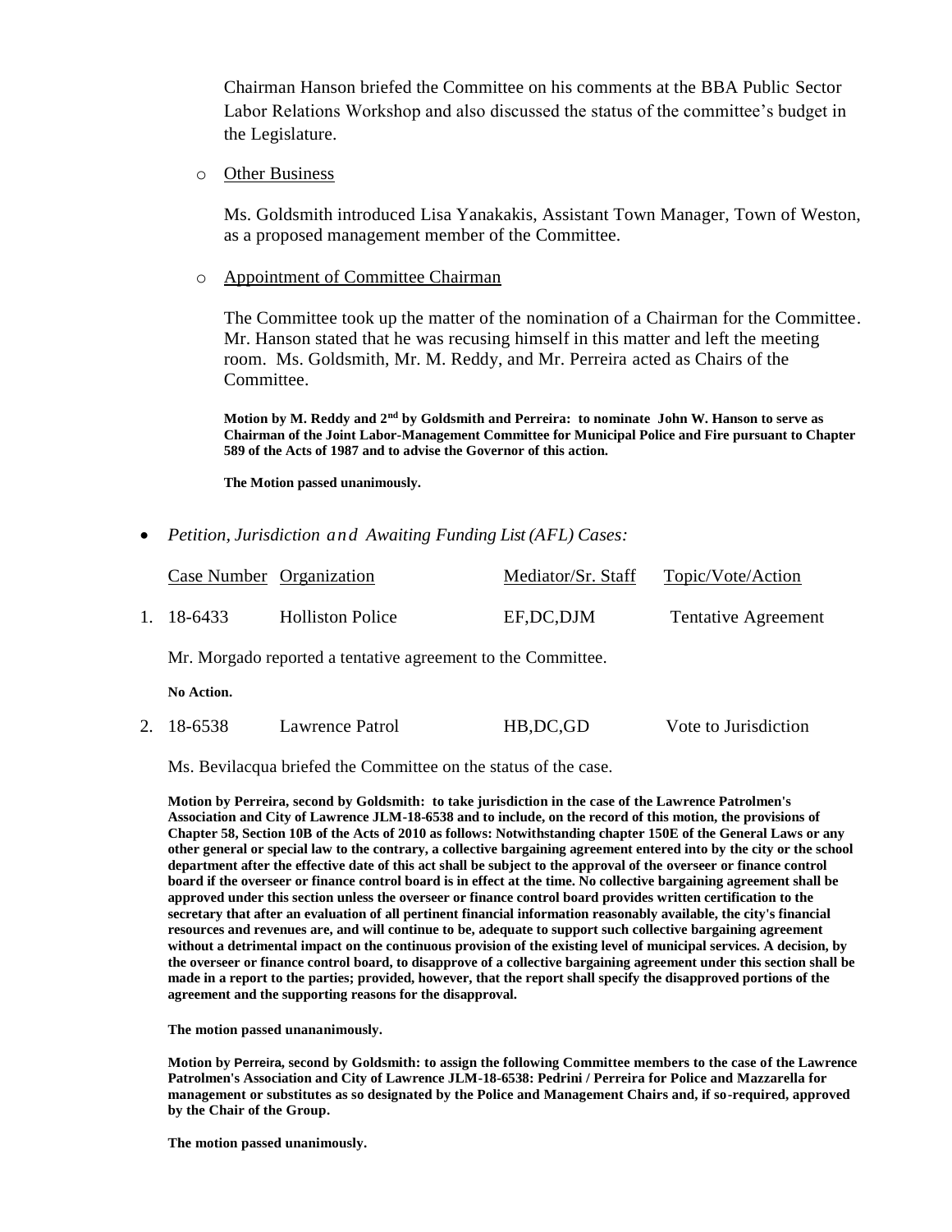Chairman Hanson briefed the Committee on his comments at the BBA Public Sector Labor Relations Workshop and also discussed the status of the committee's budget in the Legislature.

- Other Business

  Ms. Goldsmith introduced Lisa Yanakakis, Assistant Town Manager, Town of Weston, as a proposed management member of the Committee.

- Appointment of Committee Chairman

  The Committee took up the matter of the nomination of a Chairman for the Committee. Mr. Hanson stated that he was recusing himself in this matter and left the meeting room. Ms. Goldsmith, Mr. M. Reddy, and Mr. Perreira acted as Chairs of the Committee.

  **Motion by M. Reddy and 2nd by Goldsmith and Perreira: to nominate John W. Hanson to serve as Chairman of the Joint Labor-Management Committee for Municipal Police and Fire pursuant to Chapter 589 of the Acts of 1987 and to advise the Governor of this action.**

  **The Motion passed unanimously.**

- *Petition, Jurisdiction and Awaiting Funding List (AFL) Cases:*

| | Case Number | Organization | Mediator/Sr. Staff | Topic/Vote/Action |
|---|---|---|---|---|
| 1. | 18-6433 | Holliston Police | EF,DC,DJM | Tentative Agreement |

Mr. Morgado reported a tentative agreement to the Committee.

**No Action.**

| | Case Number | Organization | Mediator/Sr. Staff | Topic/Vote/Action |
|---|---|---|---|---|
| 2. | 18-6538 | Lawrence Patrol | HB,DC,GD | Vote to Jurisdiction |

Ms. Bevilacqua briefed the Committee on the status of the case.

**Motion by Perreira, second by Goldsmith: to take jurisdiction in the case of the Lawrence Patrolmen's Association and City of Lawrence JLM-18-6538 and to include, on the record of this motion, the provisions of Chapter 58, Section 10B of the Acts of 2010 as follows: Notwithstanding chapter 150E of the General Laws or any other general or special law to the contrary, a collective bargaining agreement entered into by the city or the school department after the effective date of this act shall be subject to the approval of the overseer or finance control board if the overseer or finance control board is in effect at the time. No collective bargaining agreement shall be approved under this section unless the overseer or finance control board provides written certification to the secretary that after an evaluation of all pertinent financial information reasonably available, the city's financial resources and revenues are, and will continue to be, adequate to support such collective bargaining agreement without a detrimental impact on the continuous provision of the existing level of municipal services. A decision, by the overseer or finance control board, to disapprove of a collective bargaining agreement under this section shall be made in a report to the parties; provided, however, that the report shall specify the disapproved portions of the agreement and the supporting reasons for the disapproval.**

**The motion passed unananimously.**

**Motion by Perreira, second by Goldsmith: to assign the following Committee members to the case of the Lawrence Patrolmen's Association and City of Lawrence JLM-18-6538: Pedrini / Perreira for Police and Mazzarella for management or substitutes as so designated by the Police and Management Chairs and, if so-required, approved by the Chair of the Group.**

**The motion passed unanimously.**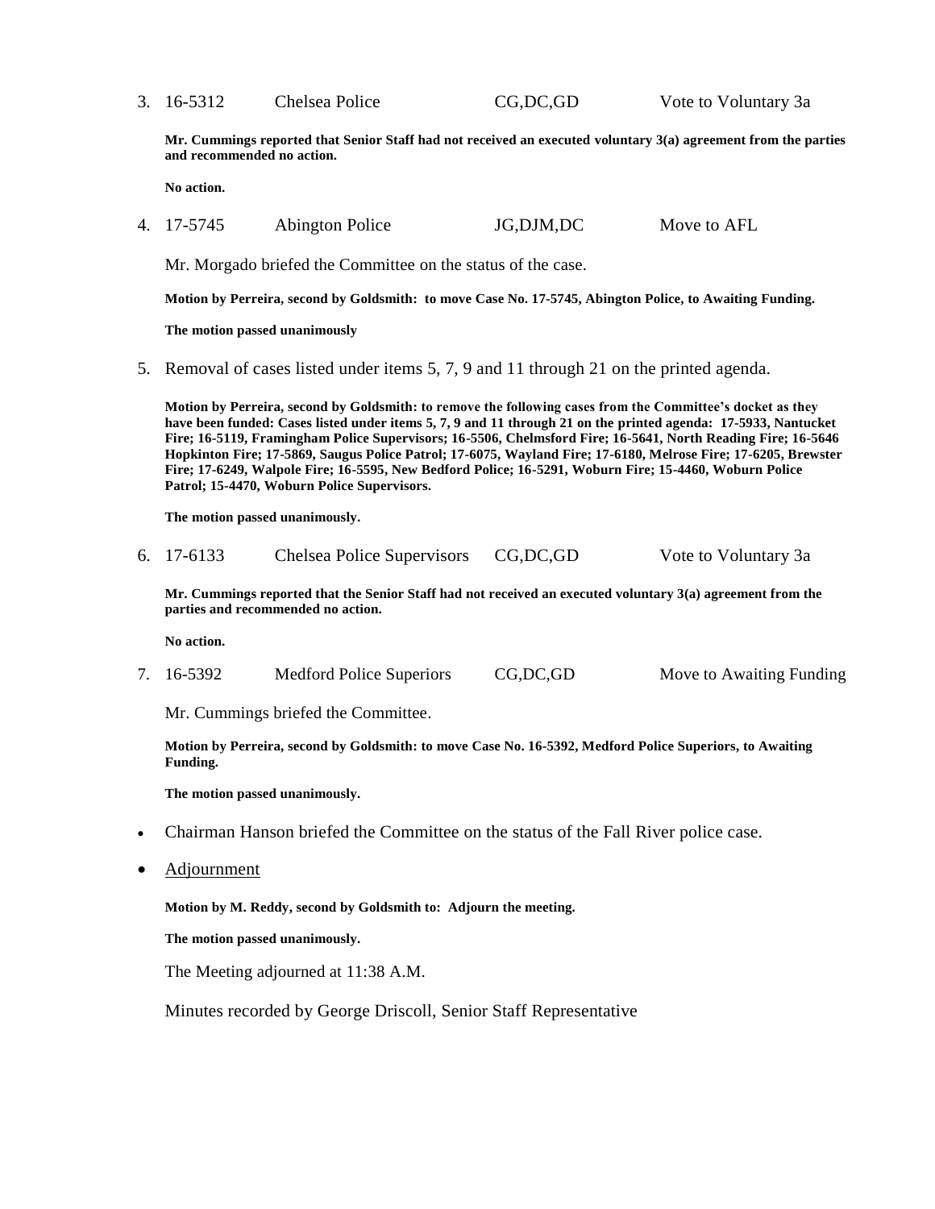3. 16-5312 Chelsea Police CG,DC,GD Vote to Voluntary 3a

**Mr. Cummings reported that Senior Staff had not received an executed voluntary 3(a) agreement from the parties and recommended no action.**

**No action.**

4. 17-5745 Abington Police JG,DJM,DC Move to AFL

Mr. Morgado briefed the Committee on the status of the case.

**Motion by Perreira, second by Goldsmith: to move Case No. 17-5745, Abington Police, to Awaiting Funding.**

**The motion passed unanimously**

5. Removal of cases listed under items 5, 7, 9 and 11 through 21 on the printed agenda.

**Motion by Perreira, second by Goldsmith: to remove the following cases from the Committee's docket as they have been funded: Cases listed under items 5, 7, 9 and 11 through 21 on the printed agenda: 17-5933, Nantucket Fire; 16-5119, Framingham Police Supervisors; 16-5506, Chelmsford Fire; 16-5641, North Reading Fire; 16-5646 Hopkinton Fire; 17-5869, Saugus Police Patrol; 17-6075, Wayland Fire; 17-6180, Melrose Fire; 17-6205, Brewster Fire; 17-6249, Walpole Fire; 16-5595, New Bedford Police; 16-5291, Woburn Fire; 15-4460, Woburn Police Patrol; 15-4470, Woburn Police Supervisors.**

**The motion passed unanimously.**

6. 17-6133 Chelsea Police Supervisors CG,DC,GD Vote to Voluntary 3a

**Mr. Cummings reported that the Senior Staff had not received an executed voluntary 3(a) agreement from the parties and recommended no action.**

**No action.**

7. 16-5392 Medford Police Superiors CG,DC,GD Move to Awaiting Funding

Mr. Cummings briefed the Committee.

**Motion by Perreira, second by Goldsmith: to move Case No. 16-5392, Medford Police Superiors, to Awaiting Funding.**

**The motion passed unanimously.**

- Chairman Hanson briefed the Committee on the status of the Fall River police case.
- Adjournment

**Motion by M. Reddy, second by Goldsmith to: Adjourn the meeting.**

**The motion passed unanimously.**

The Meeting adjourned at 11:38 A.M.

Minutes recorded by George Driscoll, Senior Staff Representative